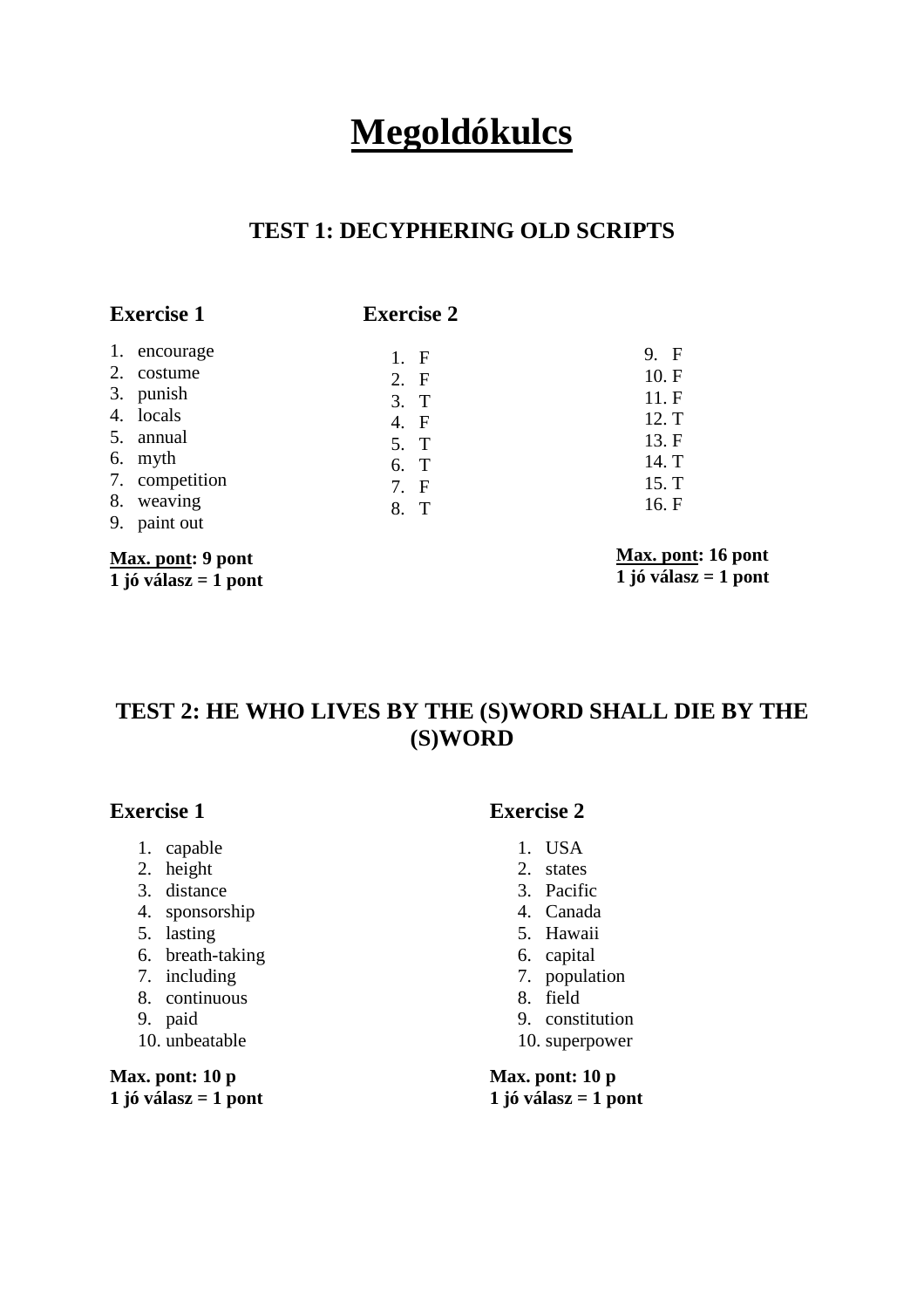# Megoldókulcs

## TEST 1: DECYPHERING OLD SCRIPTS

### Exercise 1

1. encourage
2. costume
3. punish
4. locals
5. annual
6. myth
7. competition
8. weaving
9. paint out

**Max. pont: 9 pont**
**1 jó válasz = 1 pont**

### Exercise 2

1. F
2. F
3. T
4. F
5. T
6. T
7. F
8. T
9. F
10. F
11. F
12. T
13. F
14. T
15. T
16. F

**Max. pont: 16 pont**
**1 jó válasz = 1 pont**

## TEST 2: HE WHO LIVES BY THE (S)WORD SHALL DIE BY THE (S)WORD

### Exercise 1

1. capable
2. height
3. distance
4. sponsorship
5. lasting
6. breath-taking
7. including
8. continuous
9. paid
10. unbeatable

**Max. pont: 10 p**
**1 jó válasz = 1 pont**

### Exercise 2

1. USA
2. states
3. Pacific
4. Canada
5. Hawaii
6. capital
7. population
8. field
9. constitution
10. superpower

**Max. pont: 10 p**
**1 jó válasz = 1 pont**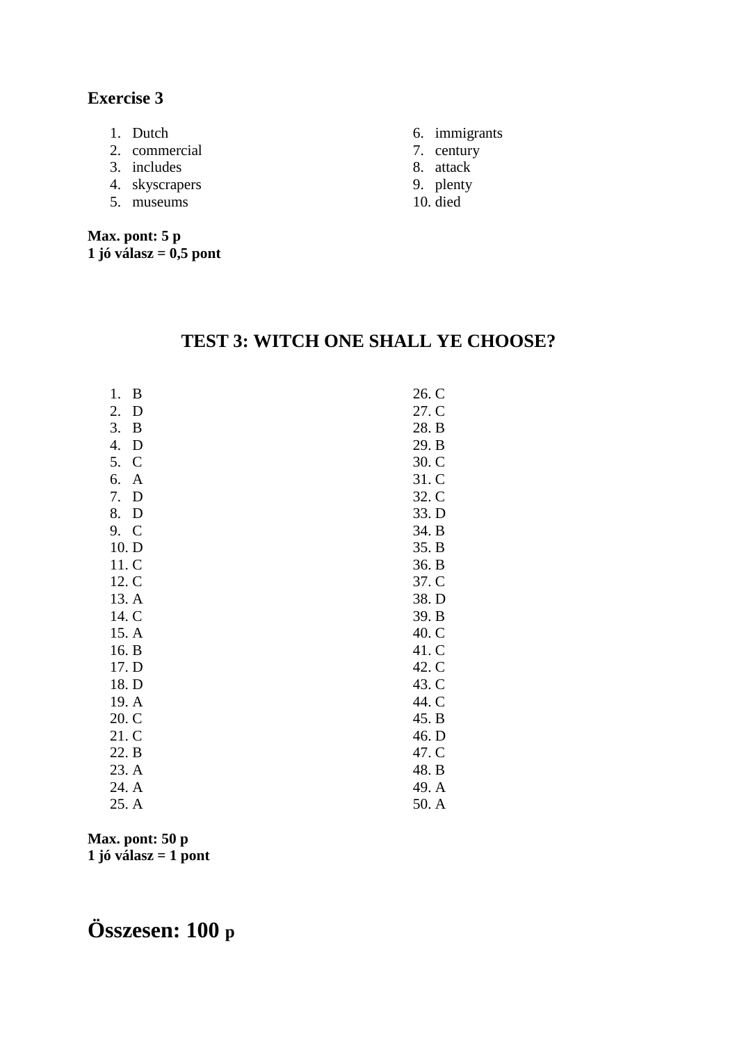## Exercise 3

1. Dutch
2. commercial
3. includes
4. skyscrapers
5. museums
6. immigrants
7. century
8. attack
9. plenty
10. died

**Max. pont: 5 p**
**1 jó válasz = 0,5 pont**

## TEST 3: WITCH ONE SHALL YE CHOOSE?

1. B
2. D
3. B
4. D
5. C
6. A
7. D
8. D
9. C
10. D
11. C
12. C
13. A
14. C
15. A
16. B
17. D
18. D
19. A
20. C
21. C
22. B
23. A
24. A
25. A
26. C
27. C
28. B
29. B
30. C
31. C
32. C
33. D
34. B
35. B
36. B
37. C
38. D
39. B
40. C
41. C
42. C
43. C
44. C
45. B
46. D
47. C
48. B
49. A
50. A

**Max. pont: 50 p**
**1 jó válasz = 1 pont**

# Összesen: 100 p